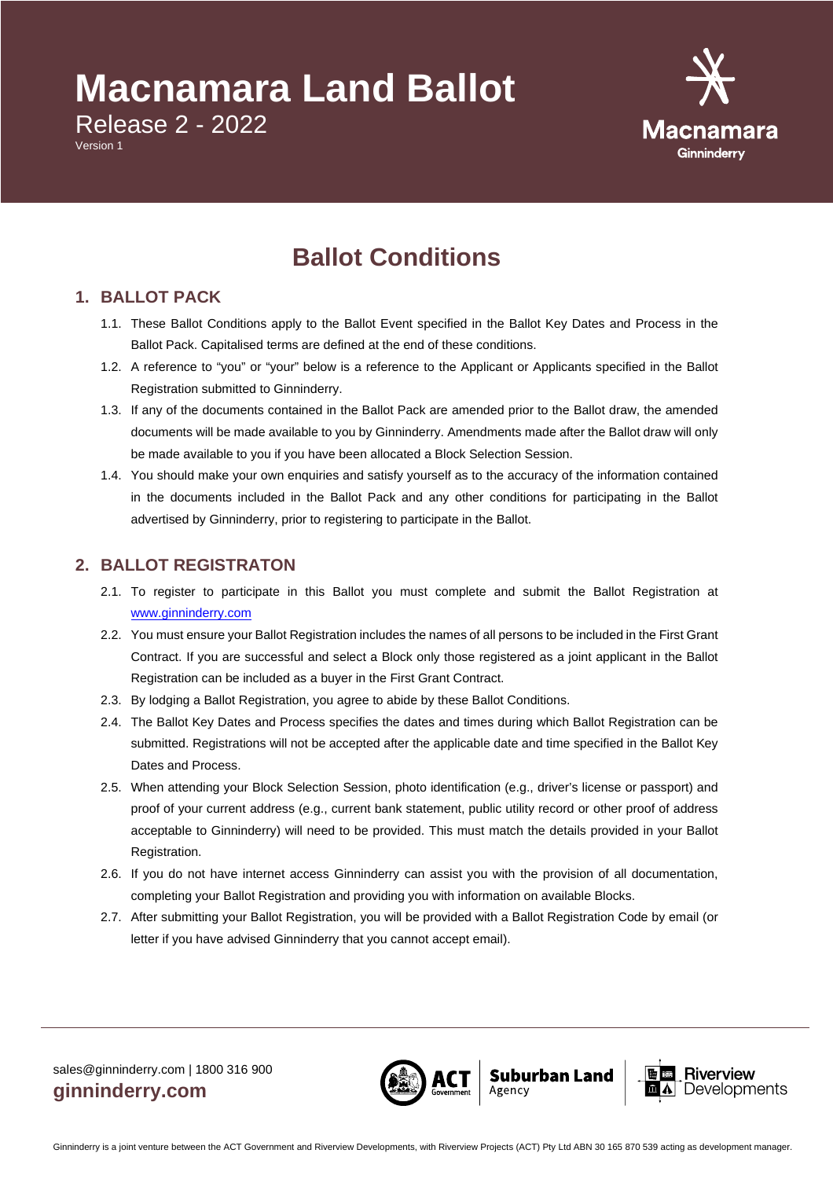# Macnamara Land Ballot

Release 2 - 2022

Version 1

## Ballot Conditions

### 1. BALLOT PACK

1.1. These Ballot Conditions apply to the Ballot Event specified in the Ballot Key Dates and Process in the Ballot Pack. Capitalised terms are defined at the end of these conditions.

1.2. A reference to "you" or "your" below is a reference to the Applicant or Applicants specified in the Ballot Registration submitted to Ginninderry.

1.3. If any of the documents contained in the Ballot Pack are amended prior to the Ballot draw, the amended documents will be made available to you by Ginninderry. Amendments made after the Ballot draw will only be made available to you if you have been allocated a Block Selection Session.

1.4. You should make your own enquiries and satisfy yourself as to the accuracy of the information contained in the documents included in the Ballot Pack and any other conditions for participating in the Ballot advertised by Ginninderry, prior to registering to participate in the Ballot.

### 2. BALLOT REGISTRATON

2.1. To register to participate in this Ballot you must complete and submit the Ballot Registration at www.ginninderry.com

2.2. You must ensure your Ballot Registration includes the names of all persons to be included in the First Grant Contract. If you are successful and select a Block only those registered as a joint applicant in the Ballot Registration can be included as a buyer in the First Grant Contract.

2.3. By lodging a Ballot Registration, you agree to abide by these Ballot Conditions.

2.4. The Ballot Key Dates and Process specifies the dates and times during which Ballot Registration can be submitted. Registrations will not be accepted after the applicable date and time specified in the Ballot Key Dates and Process.

2.5. When attending your Block Selection Session, photo identification (e.g., driver's license or passport) and proof of your current address (e.g., current bank statement, public utility record or other proof of address acceptable to Ginninderry) will need to be provided. This must match the details provided in your Ballot Registration.

2.6. If you do not have internet access Ginninderry can assist you with the provision of all documentation, completing your Ballot Registration and providing you with information on available Blocks.

2.7. After submitting your Ballot Registration, you will be provided with a Ballot Registration Code by email (or letter if you have advised Ginninderry that you cannot accept email).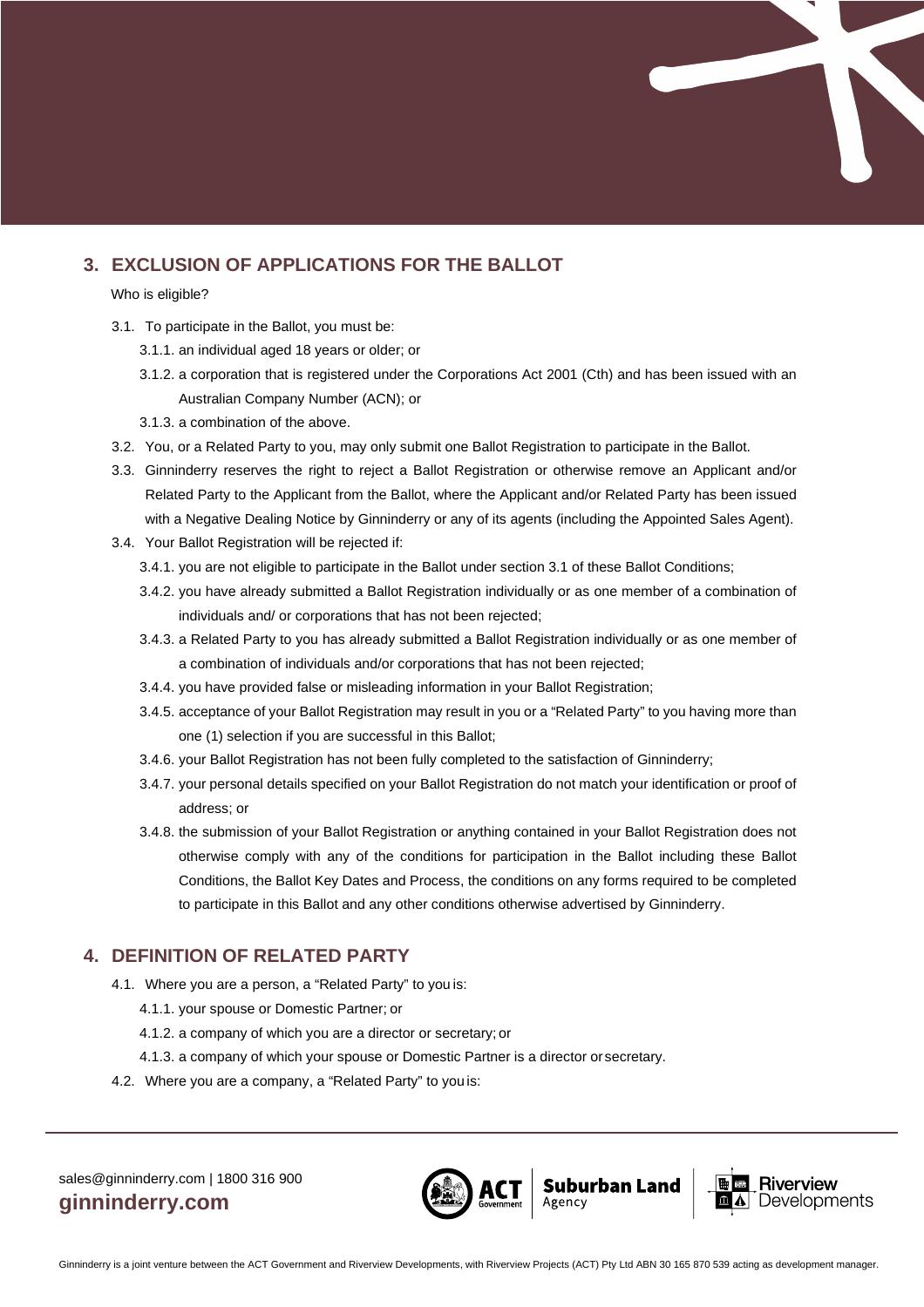## 3. EXCLUSION OF APPLICATIONS FOR THE BALLOT

Who is eligible?

3.1. To participate in the Ballot, you must be:

3.1.1. an individual aged 18 years or older; or

3.1.2. a corporation that is registered under the Corporations Act 2001 (Cth) and has been issued with an Australian Company Number (ACN); or

3.1.3. a combination of the above.

3.2. You, or a Related Party to you, may only submit one Ballot Registration to participate in the Ballot.

3.3. Ginninderry reserves the right to reject a Ballot Registration or otherwise remove an Applicant and/or Related Party to the Applicant from the Ballot, where the Applicant and/or Related Party has been issued with a Negative Dealing Notice by Ginninderry or any of its agents (including the Appointed Sales Agent).

3.4. Your Ballot Registration will be rejected if:

3.4.1. you are not eligible to participate in the Ballot under section 3.1 of these Ballot Conditions;

3.4.2. you have already submitted a Ballot Registration individually or as one member of a combination of individuals and/ or corporations that has not been rejected;

3.4.3. a Related Party to you has already submitted a Ballot Registration individually or as one member of a combination of individuals and/or corporations that has not been rejected;

3.4.4. you have provided false or misleading information in your Ballot Registration;

3.4.5. acceptance of your Ballot Registration may result in you or a "Related Party" to you having more than one (1) selection if you are successful in this Ballot;

3.4.6. your Ballot Registration has not been fully completed to the satisfaction of Ginninderry;

3.4.7. your personal details specified on your Ballot Registration do not match your identification or proof of address; or

3.4.8. the submission of your Ballot Registration or anything contained in your Ballot Registration does not otherwise comply with any of the conditions for participation in the Ballot including these Ballot Conditions, the Ballot Key Dates and Process, the conditions on any forms required to be completed to participate in this Ballot and any other conditions otherwise advertised by Ginninderry.

## 4. DEFINITION OF RELATED PARTY

4.1. Where you are a person, a "Related Party" to you is:

4.1.1. your spouse or Domestic Partner; or

4.1.2. a company of which you are a director or secretary; or

4.1.3. a company of which your spouse or Domestic Partner is a director or secretary.

4.2. Where you are a company, a "Related Party" to you is: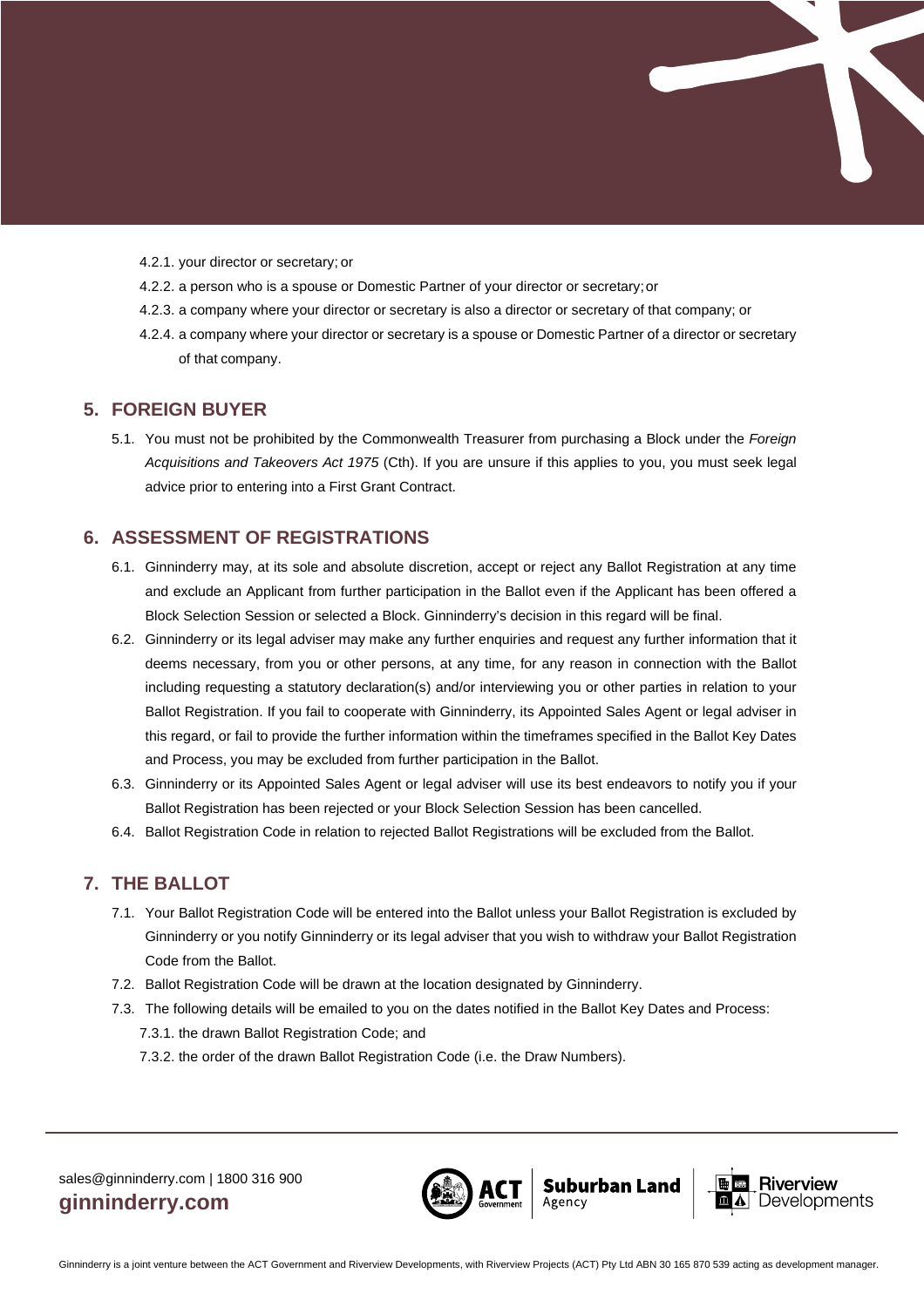4.2.1. your director or secretary; or

4.2.2. a person who is a spouse or Domestic Partner of your director or secretary; or

4.2.3. a company where your director or secretary is also a director or secretary of that company; or

4.2.4. a company where your director or secretary is a spouse or Domestic Partner of a director or secretary of that company.

## 5. FOREIGN BUYER

5.1. You must not be prohibited by the Commonwealth Treasurer from purchasing a Block under the *Foreign Acquisitions and Takeovers Act 1975* (Cth). If you are unsure if this applies to you, you must seek legal advice prior to entering into a First Grant Contract.

## 6. ASSESSMENT OF REGISTRATIONS

6.1. Ginninderry may, at its sole and absolute discretion, accept or reject any Ballot Registration at any time and exclude an Applicant from further participation in the Ballot even if the Applicant has been offered a Block Selection Session or selected a Block. Ginninderry's decision in this regard will be final.

6.2. Ginninderry or its legal adviser may make any further enquiries and request any further information that it deems necessary, from you or other persons, at any time, for any reason in connection with the Ballot including requesting a statutory declaration(s) and/or interviewing you or other parties in relation to your Ballot Registration. If you fail to cooperate with Ginninderry, its Appointed Sales Agent or legal adviser in this regard, or fail to provide the further information within the timeframes specified in the Ballot Key Dates and Process, you may be excluded from further participation in the Ballot.

6.3. Ginninderry or its Appointed Sales Agent or legal adviser will use its best endeavors to notify you if your Ballot Registration has been rejected or your Block Selection Session has been cancelled.

6.4. Ballot Registration Code in relation to rejected Ballot Registrations will be excluded from the Ballot.

## 7. THE BALLOT

7.1. Your Ballot Registration Code will be entered into the Ballot unless your Ballot Registration is excluded by Ginninderry or you notify Ginninderry or its legal adviser that you wish to withdraw your Ballot Registration Code from the Ballot.

7.2. Ballot Registration Code will be drawn at the location designated by Ginninderry.

7.3. The following details will be emailed to you on the dates notified in the Ballot Key Dates and Process:

7.3.1. the drawn Ballot Registration Code; and

7.3.2. the order of the drawn Ballot Registration Code (i.e. the Draw Numbers).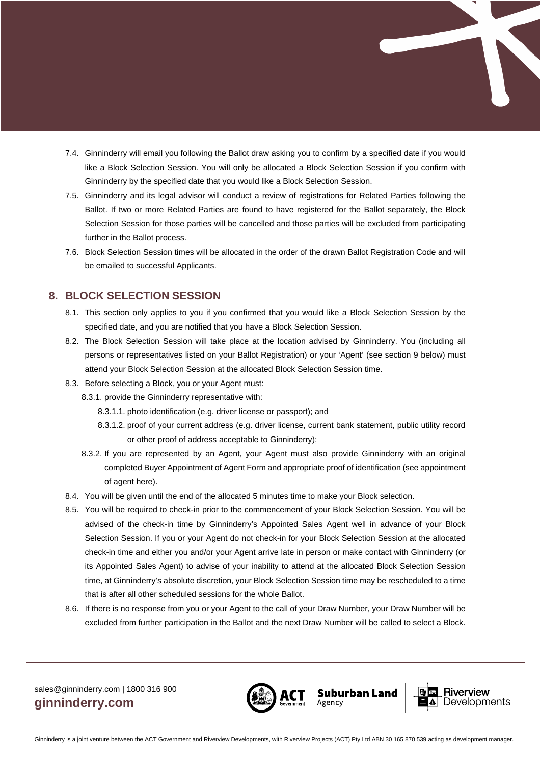7.4. Ginninderry will email you following the Ballot draw asking you to confirm by a specified date if you would like a Block Selection Session. You will only be allocated a Block Selection Session if you confirm with Ginninderry by the specified date that you would like a Block Selection Session.

7.5. Ginninderry and its legal advisor will conduct a review of registrations for Related Parties following the Ballot. If two or more Related Parties are found to have registered for the Ballot separately, the Block Selection Session for those parties will be cancelled and those parties will be excluded from participating further in the Ballot process.

7.6. Block Selection Session times will be allocated in the order of the drawn Ballot Registration Code and will be emailed to successful Applicants.

## 8. BLOCK SELECTION SESSION

8.1. This section only applies to you if you confirmed that you would like a Block Selection Session by the specified date, and you are notified that you have a Block Selection Session.

8.2. The Block Selection Session will take place at the location advised by Ginninderry. You (including all persons or representatives listed on your Ballot Registration) or your 'Agent' (see section 9 below) must attend your Block Selection Session at the allocated Block Selection Session time.

8.3. Before selecting a Block, you or your Agent must:

8.3.1. provide the Ginninderry representative with:

8.3.1.1. photo identification (e.g. driver license or passport); and

8.3.1.2. proof of your current address (e.g. driver license, current bank statement, public utility record or other proof of address acceptable to Ginninderry);

8.3.2. If you are represented by an Agent, your Agent must also provide Ginninderry with an original completed Buyer Appointment of Agent Form and appropriate proof of identification (see appointment of agent here).

8.4. You will be given until the end of the allocated 5 minutes time to make your Block selection.

8.5. You will be required to check-in prior to the commencement of your Block Selection Session. You will be advised of the check-in time by Ginninderry's Appointed Sales Agent well in advance of your Block Selection Session. If you or your Agent do not check-in for your Block Selection Session at the allocated check-in time and either you and/or your Agent arrive late in person or make contact with Ginninderry (or its Appointed Sales Agent) to advise of your inability to attend at the allocated Block Selection Session time, at Ginninderry's absolute discretion, your Block Selection Session time may be rescheduled to a time that is after all other scheduled sessions for the whole Ballot.

8.6. If there is no response from you or your Agent to the call of your Draw Number, your Draw Number will be excluded from further participation in the Ballot and the next Draw Number will be called to select a Block.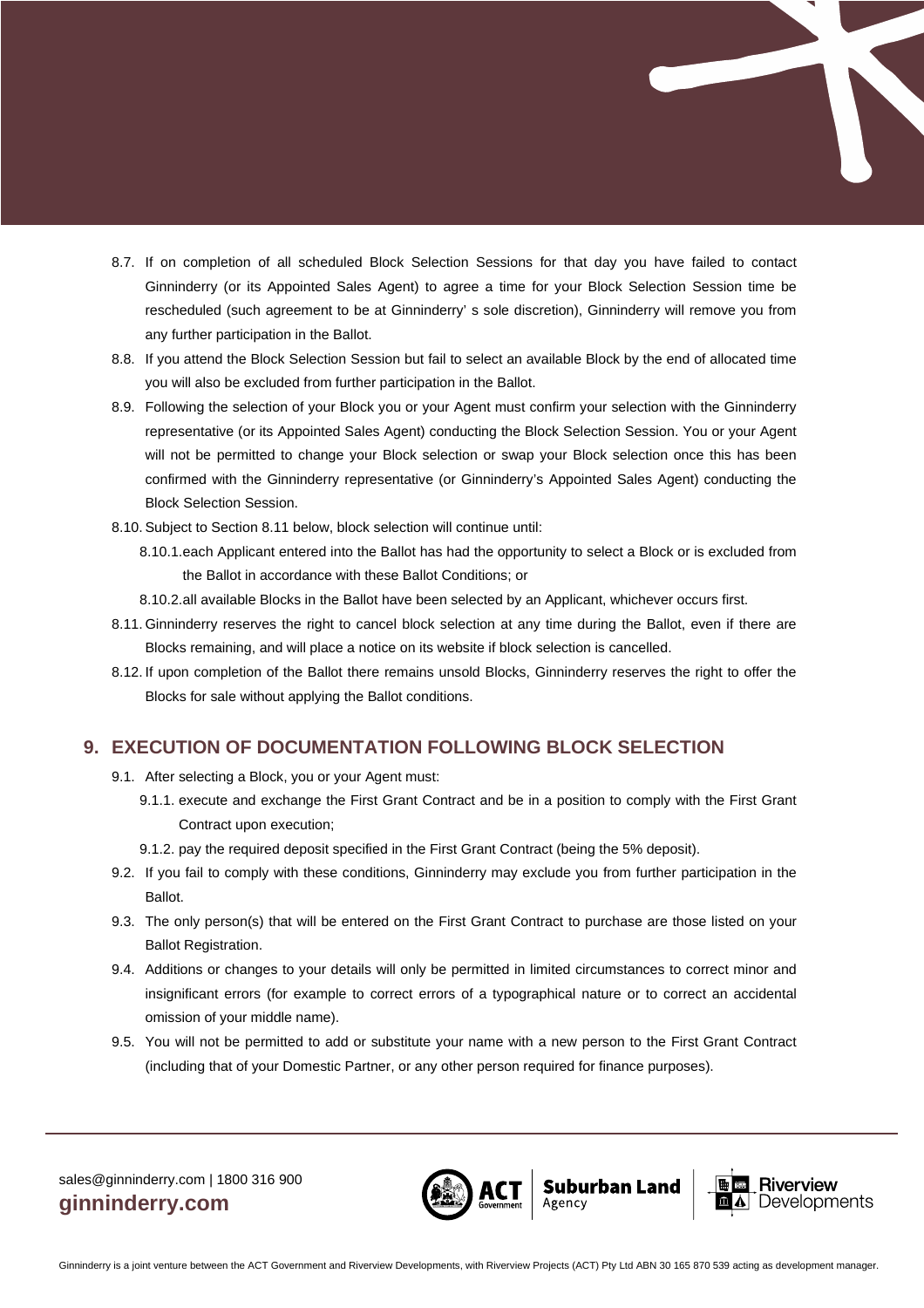8.7. If on completion of all scheduled Block Selection Sessions for that day you have failed to contact Ginninderry (or its Appointed Sales Agent) to agree a time for your Block Selection Session time be rescheduled (such agreement to be at Ginninderry' s sole discretion), Ginninderry will remove you from any further participation in the Ballot.

8.8. If you attend the Block Selection Session but fail to select an available Block by the end of allocated time you will also be excluded from further participation in the Ballot.

8.9. Following the selection of your Block you or your Agent must confirm your selection with the Ginninderry representative (or its Appointed Sales Agent) conducting the Block Selection Session. You or your Agent will not be permitted to change your Block selection or swap your Block selection once this has been confirmed with the Ginninderry representative (or Ginninderry's Appointed Sales Agent) conducting the Block Selection Session.

8.10. Subject to Section 8.11 below, block selection will continue until:

8.10.1. each Applicant entered into the Ballot has had the opportunity to select a Block or is excluded from the Ballot in accordance with these Ballot Conditions; or

8.10.2. all available Blocks in the Ballot have been selected by an Applicant, whichever occurs first.

8.11. Ginninderry reserves the right to cancel block selection at any time during the Ballot, even if there are Blocks remaining, and will place a notice on its website if block selection is cancelled.

8.12. If upon completion of the Ballot there remains unsold Blocks, Ginninderry reserves the right to offer the Blocks for sale without applying the Ballot conditions.

## 9. EXECUTION OF DOCUMENTATION FOLLOWING BLOCK SELECTION

9.1. After selecting a Block, you or your Agent must:

9.1.1. execute and exchange the First Grant Contract and be in a position to comply with the First Grant Contract upon execution;

9.1.2. pay the required deposit specified in the First Grant Contract (being the 5% deposit).

9.2. If you fail to comply with these conditions, Ginninderry may exclude you from further participation in the Ballot.

9.3. The only person(s) that will be entered on the First Grant Contract to purchase are those listed on your Ballot Registration.

9.4. Additions or changes to your details will only be permitted in limited circumstances to correct minor and insignificant errors (for example to correct errors of a typographical nature or to correct an accidental omission of your middle name).

9.5. You will not be permitted to add or substitute your name with a new person to the First Grant Contract (including that of your Domestic Partner, or any other person required for finance purposes).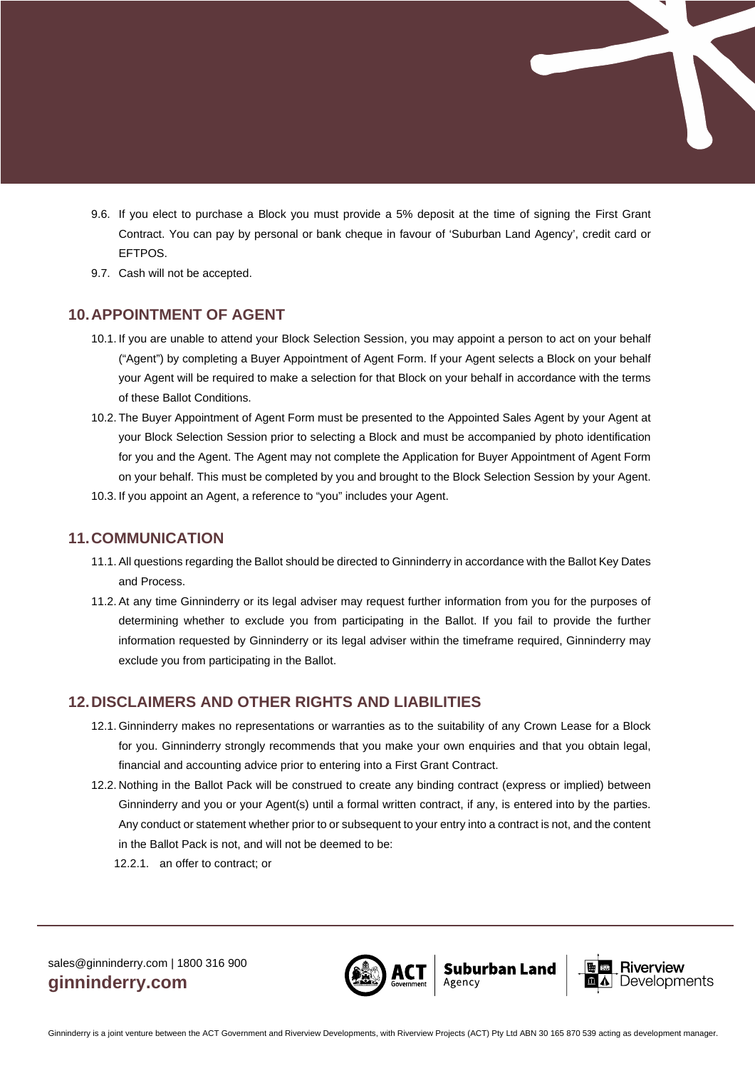9.6. If you elect to purchase a Block you must provide a 5% deposit at the time of signing the First Grant Contract. You can pay by personal or bank cheque in favour of 'Suburban Land Agency', credit card or EFTPOS.

9.7. Cash will not be accepted.

## 10. APPOINTMENT OF AGENT

10.1. If you are unable to attend your Block Selection Session, you may appoint a person to act on your behalf ("Agent") by completing a Buyer Appointment of Agent Form. If your Agent selects a Block on your behalf your Agent will be required to make a selection for that Block on your behalf in accordance with the terms of these Ballot Conditions.

10.2. The Buyer Appointment of Agent Form must be presented to the Appointed Sales Agent by your Agent at your Block Selection Session prior to selecting a Block and must be accompanied by photo identification for you and the Agent. The Agent may not complete the Application for Buyer Appointment of Agent Form on your behalf. This must be completed by you and brought to the Block Selection Session by your Agent.

10.3. If you appoint an Agent, a reference to "you" includes your Agent.

## 11. COMMUNICATION

11.1. All questions regarding the Ballot should be directed to Ginninderry in accordance with the Ballot Key Dates and Process.

11.2. At any time Ginninderry or its legal adviser may request further information from you for the purposes of determining whether to exclude you from participating in the Ballot. If you fail to provide the further information requested by Ginninderry or its legal adviser within the timeframe required, Ginninderry may exclude you from participating in the Ballot.

## 12. DISCLAIMERS AND OTHER RIGHTS AND LIABILITIES

12.1. Ginninderry makes no representations or warranties as to the suitability of any Crown Lease for a Block for you. Ginninderry strongly recommends that you make your own enquiries and that you obtain legal, financial and accounting advice prior to entering into a First Grant Contract.

12.2. Nothing in the Ballot Pack will be construed to create any binding contract (express or implied) between Ginninderry and you or your Agent(s) until a formal written contract, if any, is entered into by the parties. Any conduct or statement whether prior to or subsequent to your entry into a contract is not, and the content in the Ballot Pack is not, and will not be deemed to be:

12.2.1. an offer to contract; or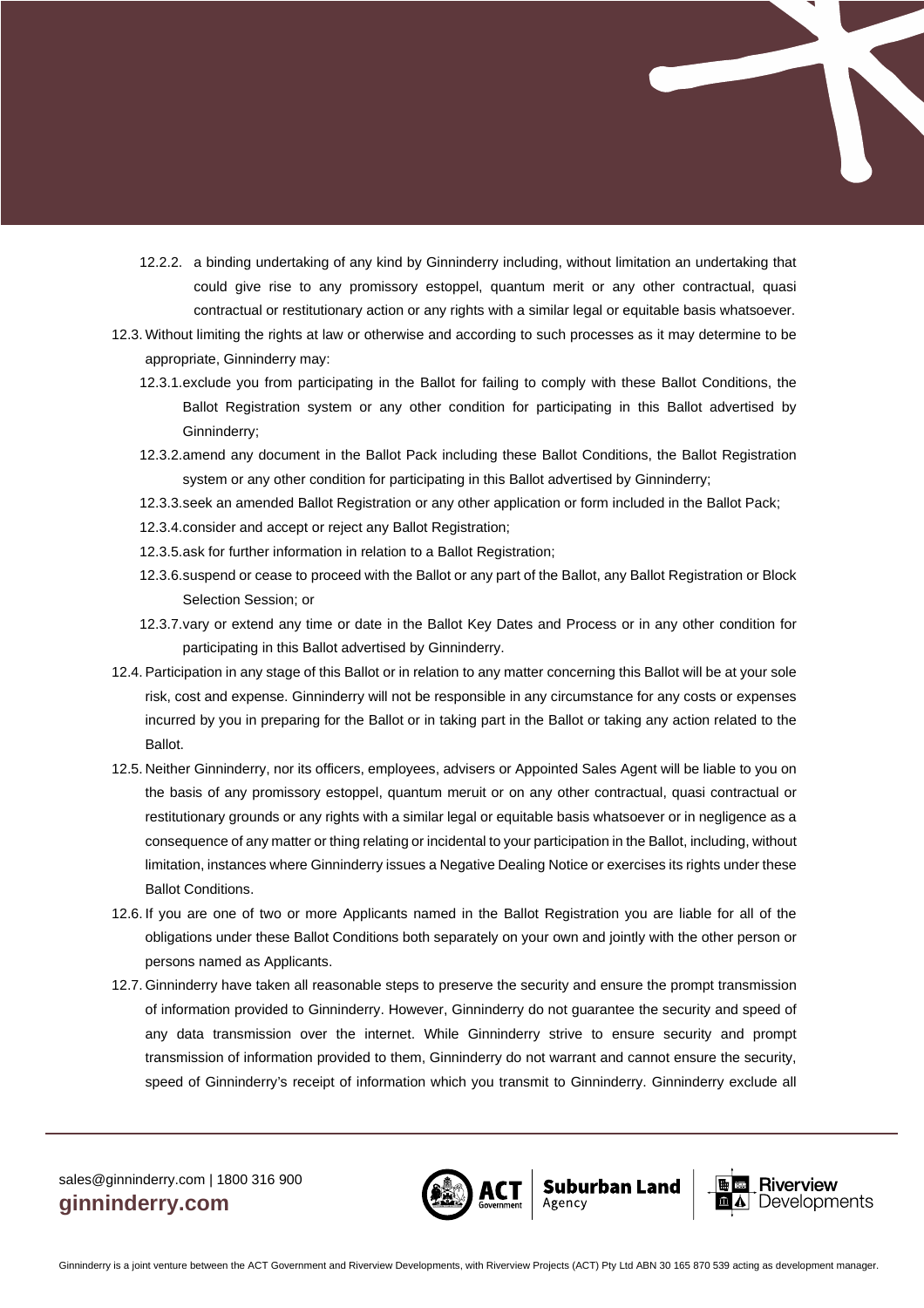12.2.2. a binding undertaking of any kind by Ginninderry including, without limitation an undertaking that could give rise to any promissory estoppel, quantum merit or any other contractual, quasi contractual or restitutionary action or any rights with a similar legal or equitable basis whatsoever.

12.3. Without limiting the rights at law or otherwise and according to such processes as it may determine to be appropriate, Ginninderry may:

12.3.1. exclude you from participating in the Ballot for failing to comply with these Ballot Conditions, the Ballot Registration system or any other condition for participating in this Ballot advertised by Ginninderry;

12.3.2. amend any document in the Ballot Pack including these Ballot Conditions, the Ballot Registration system or any other condition for participating in this Ballot advertised by Ginninderry;

12.3.3. seek an amended Ballot Registration or any other application or form included in the Ballot Pack;

12.3.4. consider and accept or reject any Ballot Registration;

12.3.5. ask for further information in relation to a Ballot Registration;

12.3.6. suspend or cease to proceed with the Ballot or any part of the Ballot, any Ballot Registration or Block Selection Session; or

12.3.7. vary or extend any time or date in the Ballot Key Dates and Process or in any other condition for participating in this Ballot advertised by Ginninderry.

12.4. Participation in any stage of this Ballot or in relation to any matter concerning this Ballot will be at your sole risk, cost and expense. Ginninderry will not be responsible in any circumstance for any costs or expenses incurred by you in preparing for the Ballot or in taking part in the Ballot or taking any action related to the Ballot.

12.5. Neither Ginninderry, nor its officers, employees, advisers or Appointed Sales Agent will be liable to you on the basis of any promissory estoppel, quantum meruit or on any other contractual, quasi contractual or restitutionary grounds or any rights with a similar legal or equitable basis whatsoever or in negligence as a consequence of any matter or thing relating or incidental to your participation in the Ballot, including, without limitation, instances where Ginninderry issues a Negative Dealing Notice or exercises its rights under these Ballot Conditions.

12.6. If you are one of two or more Applicants named in the Ballot Registration you are liable for all of the obligations under these Ballot Conditions both separately on your own and jointly with the other person or persons named as Applicants.

12.7. Ginninderry have taken all reasonable steps to preserve the security and ensure the prompt transmission of information provided to Ginninderry. However, Ginninderry do not guarantee the security and speed of any data transmission over the internet. While Ginninderry strive to ensure security and prompt transmission of information provided to them, Ginninderry do not warrant and cannot ensure the security, speed of Ginninderry's receipt of information which you transmit to Ginninderry. Ginninderry exclude all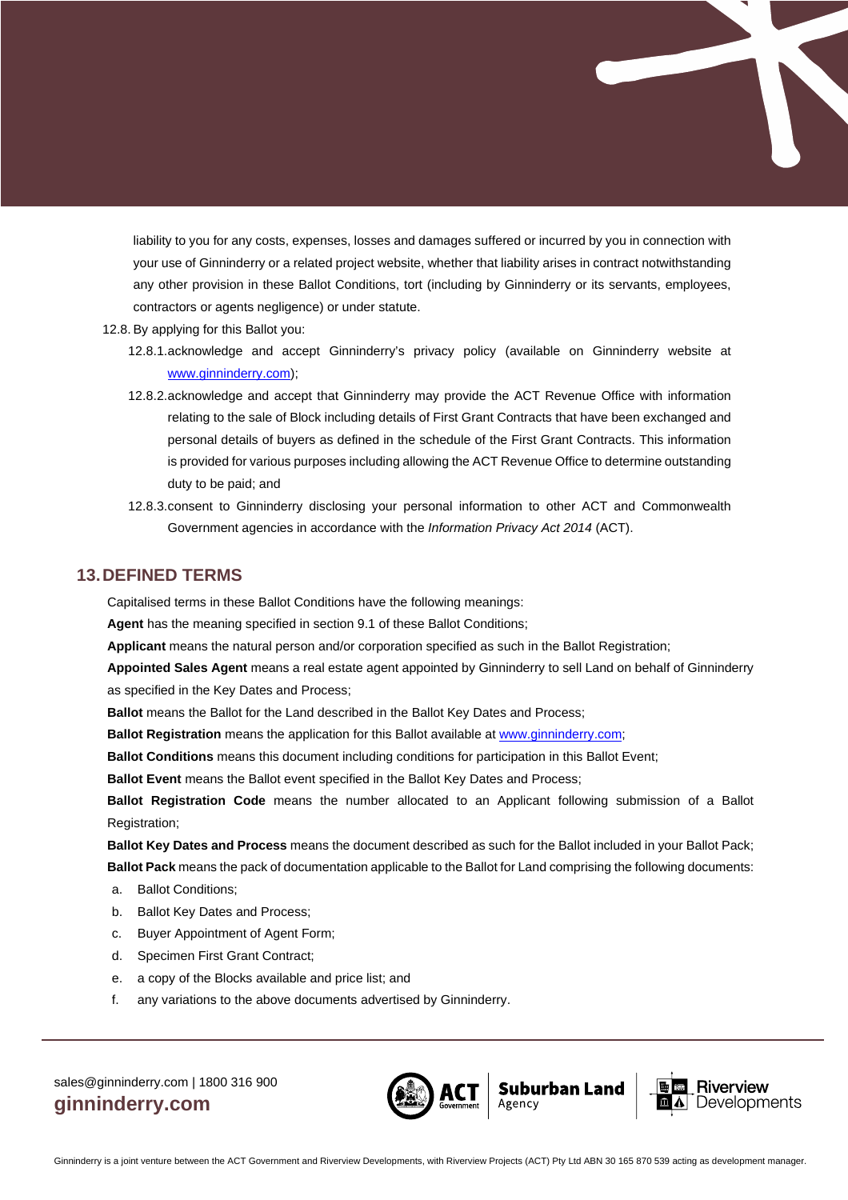liability to you for any costs, expenses, losses and damages suffered or incurred by you in connection with your use of Ginninderry or a related project website, whether that liability arises in contract notwithstanding any other provision in these Ballot Conditions, tort (including by Ginninderry or its servants, employees, contractors or agents negligence) or under statute.

12.8. By applying for this Ballot you:

12.8.1. acknowledge and accept Ginninderry's privacy policy (available on Ginninderry website at www.ginninderry.com);

12.8.2. acknowledge and accept that Ginninderry may provide the ACT Revenue Office with information relating to the sale of Block including details of First Grant Contracts that have been exchanged and personal details of buyers as defined in the schedule of the First Grant Contracts. This information is provided for various purposes including allowing the ACT Revenue Office to determine outstanding duty to be paid; and

12.8.3. consent to Ginninderry disclosing your personal information to other ACT and Commonwealth Government agencies in accordance with the *Information Privacy Act 2014* (ACT).

## 13. DEFINED TERMS

Capitalised terms in these Ballot Conditions have the following meanings:

**Agent** has the meaning specified in section 9.1 of these Ballot Conditions;

**Applicant** means the natural person and/or corporation specified as such in the Ballot Registration;

**Appointed Sales Agent** means a real estate agent appointed by Ginninderry to sell Land on behalf of Ginninderry as specified in the Key Dates and Process;

**Ballot** means the Ballot for the Land described in the Ballot Key Dates and Process;

**Ballot Registration** means the application for this Ballot available at www.ginninderry.com;

**Ballot Conditions** means this document including conditions for participation in this Ballot Event;

**Ballot Event** means the Ballot event specified in the Ballot Key Dates and Process;

**Ballot Registration Code** means the number allocated to an Applicant following submission of a Ballot Registration;

**Ballot Key Dates and Process** means the document described as such for the Ballot included in your Ballot Pack;

**Ballot Pack** means the pack of documentation applicable to the Ballot for Land comprising the following documents:

a. Ballot Conditions;

b. Ballot Key Dates and Process;

c. Buyer Appointment of Agent Form;

d. Specimen First Grant Contract;

e. a copy of the Blocks available and price list; and

f. any variations to the above documents advertised by Ginninderry.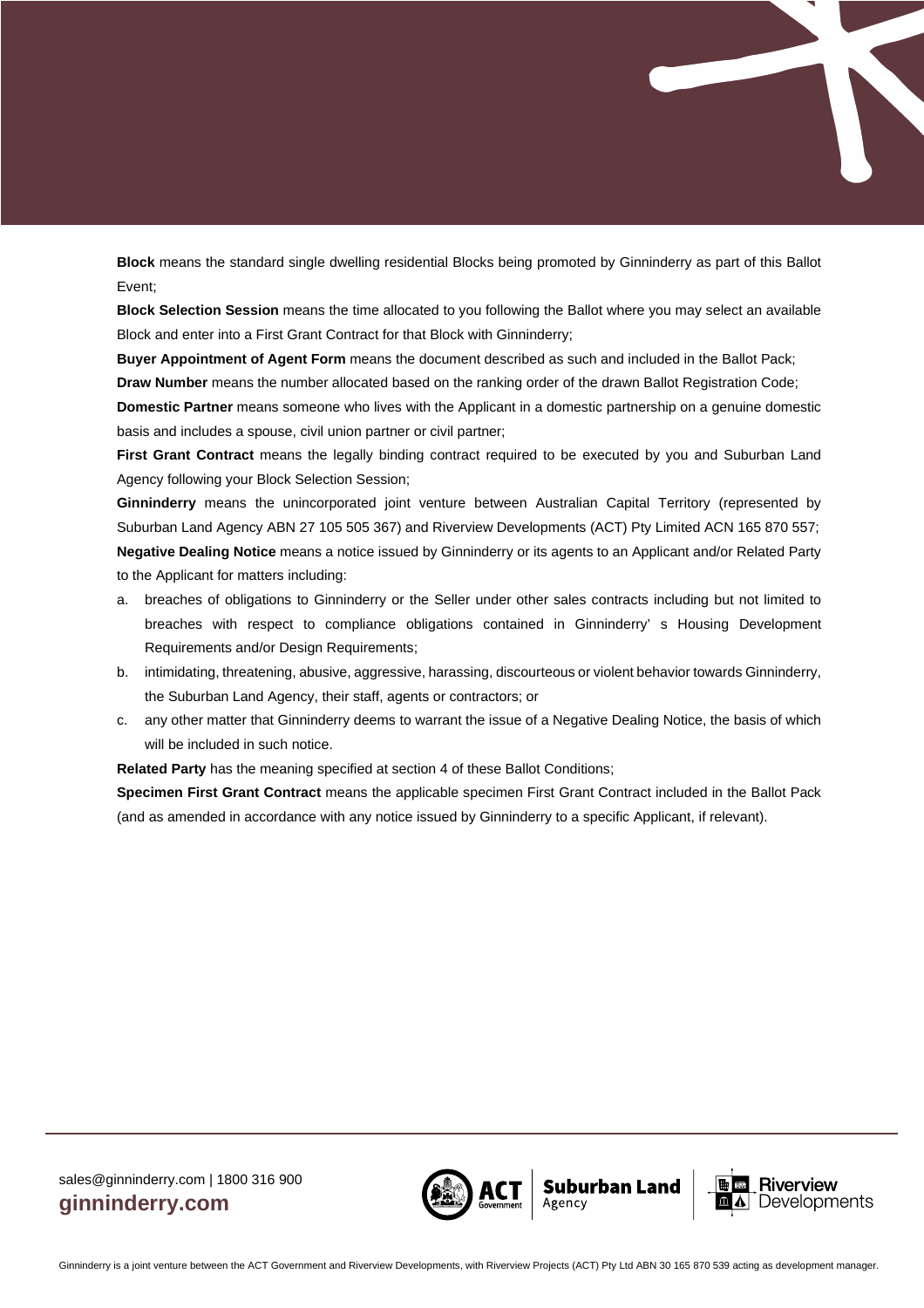**Block** means the standard single dwelling residential Blocks being promoted by Ginninderry as part of this Ballot Event;

**Block Selection Session** means the time allocated to you following the Ballot where you may select an available Block and enter into a First Grant Contract for that Block with Ginninderry;

**Buyer Appointment of Agent Form** means the document described as such and included in the Ballot Pack;

**Draw Number** means the number allocated based on the ranking order of the drawn Ballot Registration Code;

**Domestic Partner** means someone who lives with the Applicant in a domestic partnership on a genuine domestic basis and includes a spouse, civil union partner or civil partner;

**First Grant Contract** means the legally binding contract required to be executed by you and Suburban Land Agency following your Block Selection Session;

**Ginninderry** means the unincorporated joint venture between Australian Capital Territory (represented by Suburban Land Agency ABN 27 105 505 367) and Riverview Developments (ACT) Pty Limited ACN 165 870 557;

**Negative Dealing Notice** means a notice issued by Ginninderry or its agents to an Applicant and/or Related Party to the Applicant for matters including:

a. breaches of obligations to Ginninderry or the Seller under other sales contracts including but not limited to breaches with respect to compliance obligations contained in Ginninderry' s Housing Development Requirements and/or Design Requirements;

b. intimidating, threatening, abusive, aggressive, harassing, discourteous or violent behavior towards Ginninderry, the Suburban Land Agency, their staff, agents or contractors; or

c. any other matter that Ginninderry deems to warrant the issue of a Negative Dealing Notice, the basis of which will be included in such notice.

**Related Party** has the meaning specified at section 4 of these Ballot Conditions;

**Specimen First Grant Contract** means the applicable specimen First Grant Contract included in the Ballot Pack (and as amended in accordance with any notice issued by Ginninderry to a specific Applicant, if relevant).